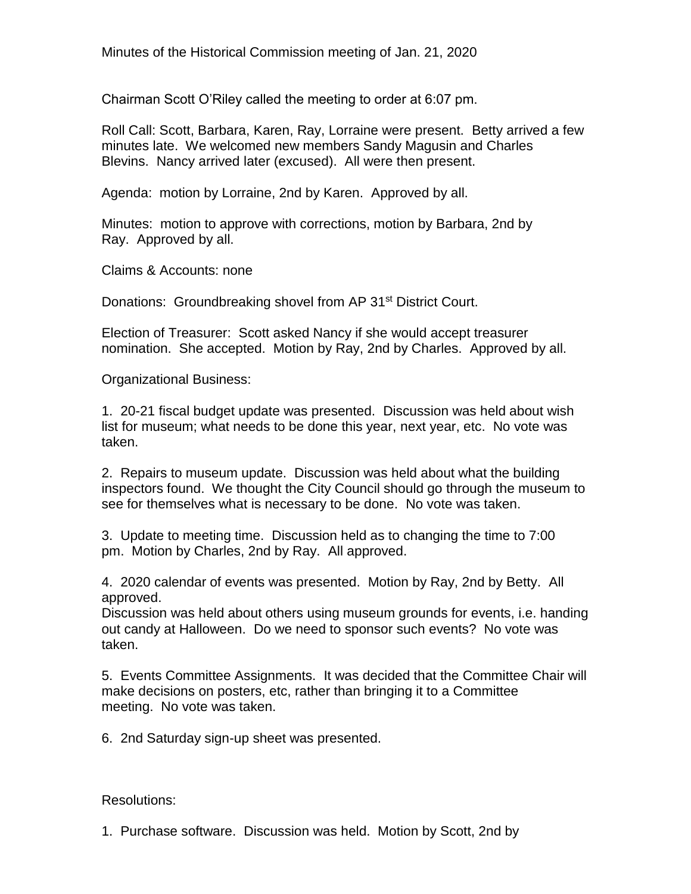Minutes of the Historical Commission meeting of Jan. 21, 2020

Chairman Scott O'Riley called the meeting to order at 6:07 pm.

Roll Call: Scott, Barbara, Karen, Ray, Lorraine were present. Betty arrived a few minutes late. We welcomed new members Sandy Magusin and Charles Blevins. Nancy arrived later (excused). All were then present.

Agenda: motion by Lorraine, 2nd by Karen. Approved by all.

Minutes: motion to approve with corrections, motion by Barbara, 2nd by Ray. Approved by all.

Claims & Accounts: none

Donations: Groundbreaking shovel from AP 31st District Court.

Election of Treasurer: Scott asked Nancy if she would accept treasurer nomination. She accepted. Motion by Ray, 2nd by Charles. Approved by all.

Organizational Business:

1. 20-21 fiscal budget update was presented. Discussion was held about wish list for museum; what needs to be done this year, next year, etc. No vote was taken.

2. Repairs to museum update. Discussion was held about what the building inspectors found. We thought the City Council should go through the museum to see for themselves what is necessary to be done. No vote was taken.

3. Update to meeting time. Discussion held as to changing the time to 7:00 pm. Motion by Charles, 2nd by Ray. All approved.

4. 2020 calendar of events was presented. Motion by Ray, 2nd by Betty. All approved.
Discussion was held about others using museum grounds for events, i.e. handing out candy at Halloween. Do we need to sponsor such events? No vote was taken.

5. Events Committee Assignments. It was decided that the Committee Chair will make decisions on posters, etc, rather than bringing it to a Committee meeting. No vote was taken.

6. 2nd Saturday sign-up sheet was presented.

Resolutions:

1. Purchase software. Discussion was held. Motion by Scott, 2nd by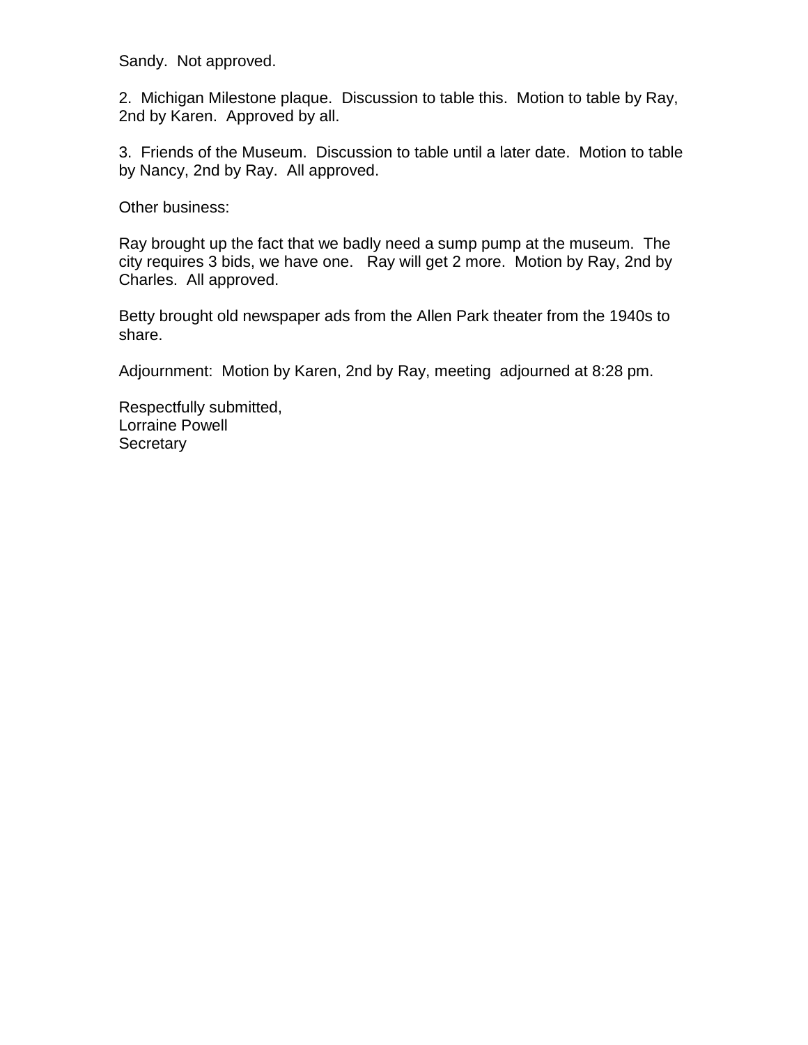Sandy. Not approved.

2. Michigan Milestone plaque. Discussion to table this. Motion to table by Ray, 2nd by Karen. Approved by all.

3. Friends of the Museum. Discussion to table until a later date. Motion to table by Nancy, 2nd by Ray. All approved.

Other business:

Ray brought up the fact that we badly need a sump pump at the museum. The city requires 3 bids, we have one. Ray will get 2 more. Motion by Ray, 2nd by Charles. All approved.

Betty brought old newspaper ads from the Allen Park theater from the 1940s to share.

Adjournment: Motion by Karen, 2nd by Ray, meeting adjourned at 8:28 pm.

Respectfully submitted,
Lorraine Powell
Secretary